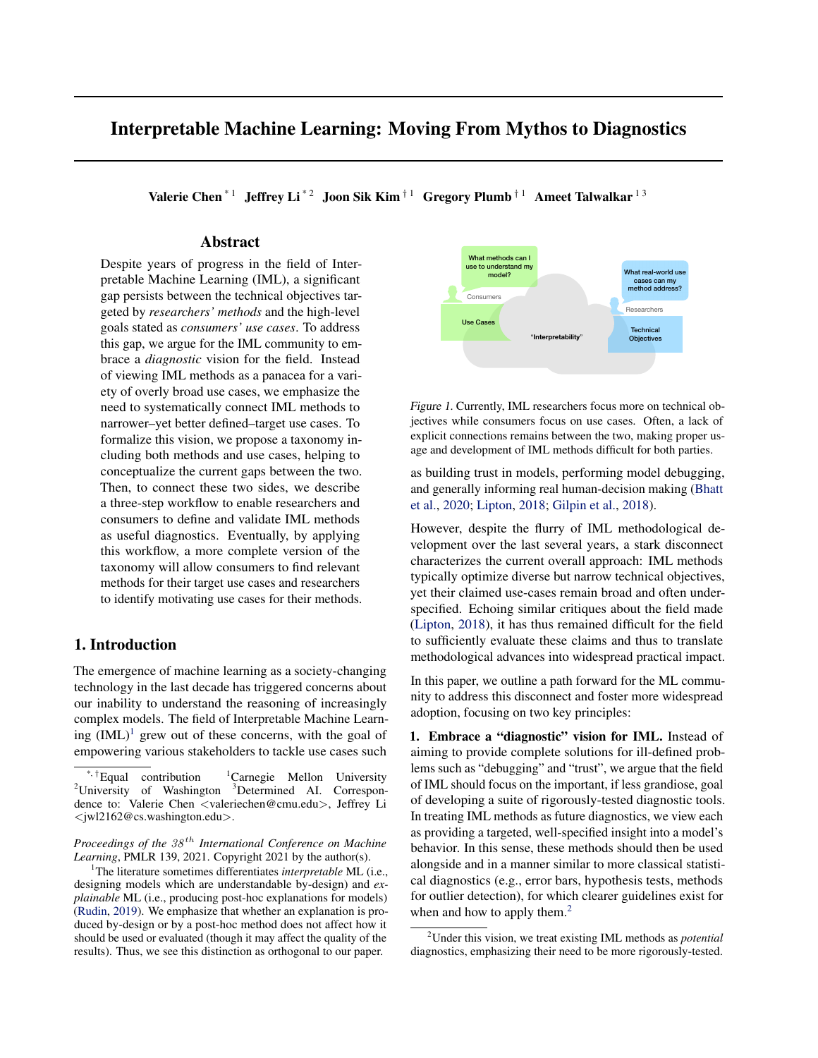# Interpretable Machine Learning: Moving From Mythos to Diagnostics

**Valerie Chen** [*1] **Jeffrey Li** [*2] **Joon Sik Kim** [†1] **Gregory Plumb** [†1] **Ameet Talwalkar** [1,3]

## Abstract

Despite years of progress in the field of Interpretable Machine Learning (IML), a significant gap persists between the technical objectives targeted by *researchers' methods* and the high-level goals stated as *consumers' use cases*. To address this gap, we argue for the IML community to embrace a *diagnostic* vision for the field. Instead of viewing IML methods as a panacea for a variety of overly broad use cases, we emphasize the need to systematically connect IML methods to narrower–yet better defined–target use cases. To formalize this vision, we propose a taxonomy including both methods and use cases, helping to conceptualize the current gaps between the two. Then, to connect these two sides, we describe a three-step workflow to enable researchers and consumers to define and validate IML methods as useful diagnostics. Eventually, by applying this workflow, a more complete version of the taxonomy will allow consumers to find relevant methods for their target use cases and researchers to identify motivating use cases for their methods.

## 1. Introduction

The emergence of machine learning as a society-changing technology in the last decade has triggered concerns about our inability to understand the reasoning of increasingly complex models. The field of Interpretable Machine Learning (IML)[1] grew out of these concerns, with the goal of empowering various stakeholders to tackle use cases such as building trust in models, performing model debugging, and generally informing real human-decision making (Bhatt et al., 2020; Lipton, 2018; Gilpin et al., 2018).

Figure 1. Currently, IML researchers focus more on technical objectives while consumers focus on use cases. Often, a lack of explicit connections remains between the two, making proper usage and development of IML methods difficult for both parties.

However, despite the flurry of IML methodological development over the last several years, a stark disconnect characterizes the current overall approach: IML methods typically optimize diverse but narrow technical objectives, yet their claimed use-cases remain broad and often underspecified. Echoing similar critiques about the field made (Lipton, 2018), it has thus remained difficult for the field to sufficiently evaluate these claims and thus to translate methodological advances into widespread practical impact.

In this paper, we outline a path forward for the ML community to address this disconnect and foster more widespread adoption, focusing on two key principles:

**1. Embrace a "diagnostic" vision for IML.** Instead of aiming to provide complete solutions for ill-defined problems such as "debugging" and "trust", we argue that the field of IML should focus on the important, if less grandiose, goal of developing a suite of rigorously-tested diagnostic tools. In treating IML methods as future diagnostics, we view each as providing a targeted, well-specified insight into a model's behavior. In this sense, these methods should then be used alongside and in a manner similar to more classical statistical diagnostics (e.g., error bars, hypothesis tests, methods for outlier detection), for which clearer guidelines exist for when and how to apply them.[2]

---

[*,†] Equal contribution [1] Carnegie Mellon University [2] University of Washington [3] Determined AI. Correspondence to: Valerie Chen <valeriechen@cmu.edu>, Jeffrey Li <jwl2162@cs.washington.edu>.

*Proceedings of the 38th International Conference on Machine Learning*, PMLR 139, 2021. Copyright 2021 by the author(s).

[1] The literature sometimes differentiates *interpretable* ML (i.e., designing models which are understandable by-design) and *explainable* ML (i.e., producing post-hoc explanations for models) (Rudin, 2019). We emphasize that whether an explanation is produced by-design or by a post-hoc method does not affect how it should be used or evaluated (though it may affect the quality of the results). Thus, we see this distinction as orthogonal to our paper.

[2] Under this vision, we treat existing IML methods as *potential* diagnostics, emphasizing their need to be more rigorously-tested.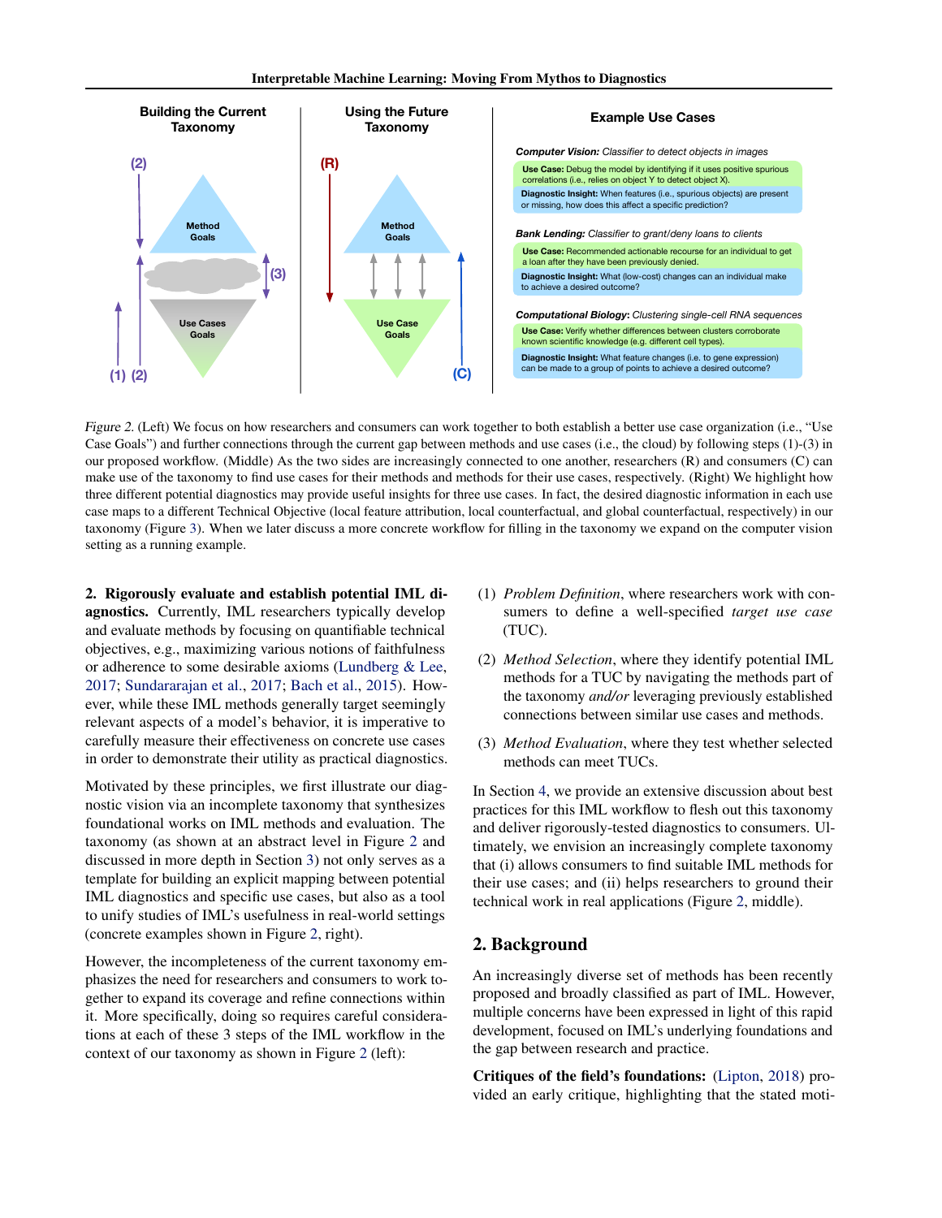Building the Current Taxonomy

Using the Future Taxonomy

Example Use Cases

*Computer Vision:* Classifier to detect objects in images

**Use Case:** Debug the model by identifying if it uses positive spurious correlations (i.e., relies on object Y to detect object X).

**Diagnostic Insight:** When features (i.e., spurious objects) are present or missing, how does this affect a specific prediction?

*Bank Lending:* Classifier to grant/deny loans to clients

**Use Case:** Recommended actionable recourse for an individual to get a loan after they have been previously denied.

**Diagnostic Insight:** What (low-cost) changes can an individual make to achieve a desired outcome?

*Computational Biology:* Clustering single-cell RNA sequences

**Use Case:** Verify whether differences between clusters corroborate known scientific knowledge (e.g. different cell types).

**Diagnostic Insight:** What feature changes (i.e. to gene expression) can be made to a group of points to achieve a desired outcome?

*Figure 2.* (Left) We focus on how researchers and consumers can work together to both establish a better use case organization (i.e., "Use Case Goals") and further connections through the current gap between methods and use cases (i.e., the cloud) by following steps (1)-(3) in our proposed workflow. (Middle) As the two sides are increasingly connected to one another, researchers (R) and consumers (C) can make use of the taxonomy to find use cases for their methods and methods for their use cases, respectively. (Right) We highlight how three different potential diagnostics may provide useful insights for three use cases. In fact, the desired diagnostic information in each use case maps to a different Technical Objective (local feature attribution, local counterfactual, and global counterfactual, respectively) in our taxonomy (Figure 3). When we later discuss a more concrete workflow for filling in the taxonomy we expand on the computer vision setting as a running example.

**2. Rigorously evaluate and establish potential IML diagnostics.** Currently, IML researchers typically develop and evaluate methods by focusing on quantifiable technical objectives, e.g., maximizing various notions of faithfulness or adherence to some desirable axioms (Lundberg & Lee, 2017; Sundararajan et al., 2017; Bach et al., 2015). However, while these IML methods generally target seemingly relevant aspects of a model's behavior, it is imperative to carefully measure their effectiveness on concrete use cases in order to demonstrate their utility as practical diagnostics.

Motivated by these principles, we first illustrate our diagnostic vision via an incomplete taxonomy that synthesizes foundational works on IML methods and evaluation. The taxonomy (as shown at an abstract level in Figure 2 and discussed in more depth in Section 3) not only serves as a template for building an explicit mapping between potential IML diagnostics and specific use cases, but also as a tool to unify studies of IML's usefulness in real-world settings (concrete examples shown in Figure 2, right).

However, the incompleteness of the current taxonomy emphasizes the need for researchers and consumers to work together to expand its coverage and refine connections within it. More specifically, doing so requires careful considerations at each of these 3 steps of the IML workflow in the context of our taxonomy as shown in Figure 2 (left):

(1) *Problem Definition*, where researchers work with consumers to define a well-specified *target use case* (TUC).

(2) *Method Selection*, where they identify potential IML methods for a TUC by navigating the methods part of the taxonomy *and/or* leveraging previously established connections between similar use cases and methods.

(3) *Method Evaluation*, where they test whether selected methods can meet TUCs.

In Section 4, we provide an extensive discussion about best practices for this IML workflow to flesh out this taxonomy and deliver rigorously-tested diagnostics to consumers. Ultimately, we envision an increasingly complete taxonomy that (i) allows consumers to find suitable IML methods for their use cases; and (ii) helps researchers to ground their technical work in real applications (Figure 2, middle).

## 2. Background

An increasingly diverse set of methods has been recently proposed and broadly classified as part of IML. However, multiple concerns have been expressed in light of this rapid development, focused on IML's underlying foundations and the gap between research and practice.

**Critiques of the field's foundations:** (Lipton, 2018) provided an early critique, highlighting that the stated moti-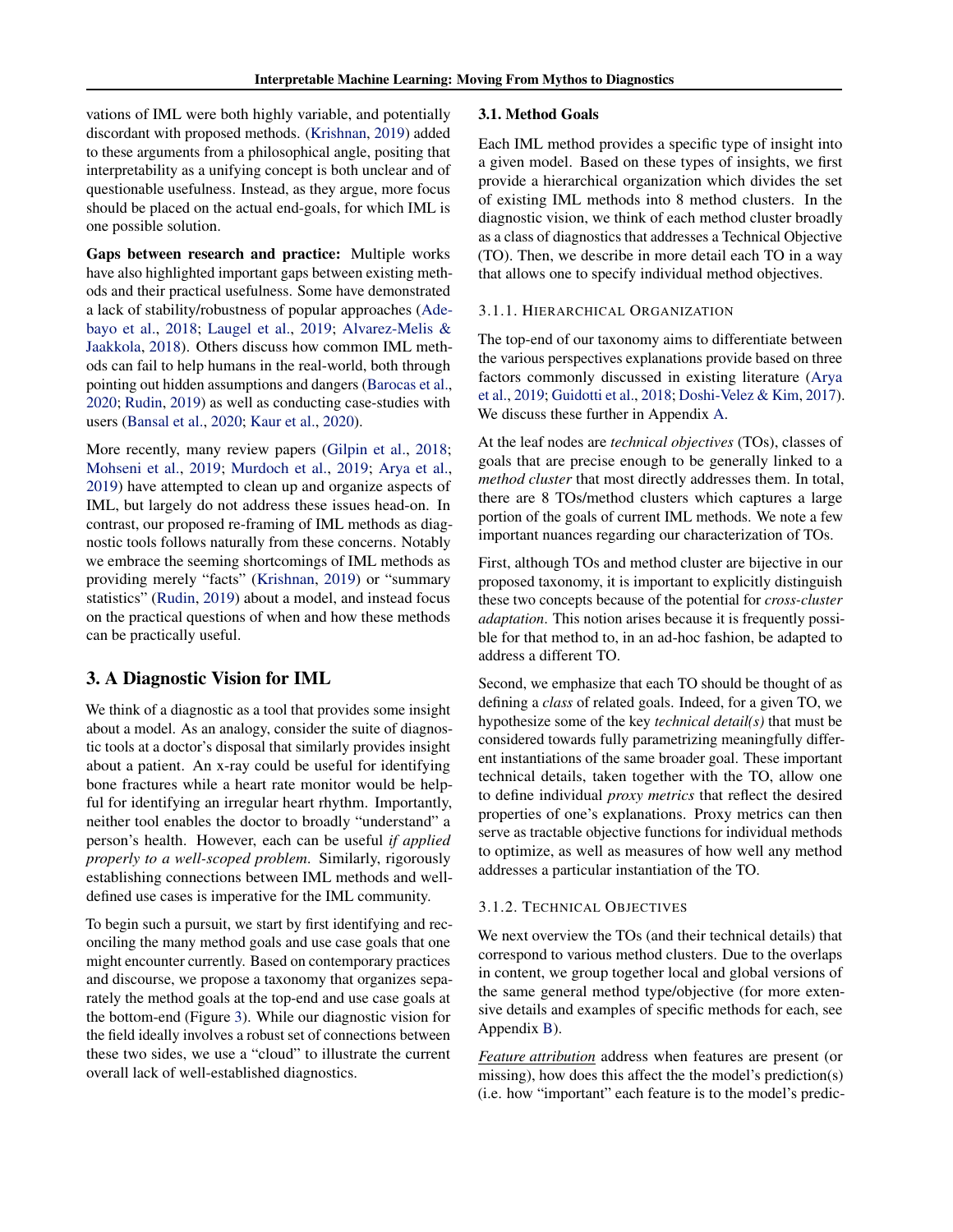vations of IML were both highly variable, and potentially discordant with proposed methods. (Krishnan, 2019) added to these arguments from a philosophical angle, positing that interpretability as a unifying concept is both unclear and of questionable usefulness. Instead, as they argue, more focus should be placed on the actual end-goals, for which IML is one possible solution.

**Gaps between research and practice:** Multiple works have also highlighted important gaps between existing methods and their practical usefulness. Some have demonstrated a lack of stability/robustness of popular approaches (Adebayo et al., 2018; Laugel et al., 2019; Alvarez-Melis & Jaakkola, 2018). Others discuss how common IML methods can fail to help humans in the real-world, both through pointing out hidden assumptions and dangers (Barocas et al., 2020; Rudin, 2019) as well as conducting case-studies with users (Bansal et al., 2020; Kaur et al., 2020).

More recently, many review papers (Gilpin et al., 2018; Mohseni et al., 2019; Murdoch et al., 2019; Arya et al., 2019) have attempted to clean up and organize aspects of IML, but largely do not address these issues head-on. In contrast, our proposed re-framing of IML methods as diagnostic tools follows naturally from these concerns. Notably we embrace the seeming shortcomings of IML methods as providing merely "facts" (Krishnan, 2019) or "summary statistics" (Rudin, 2019) about a model, and instead focus on the practical questions of when and how these methods can be practically useful.

## 3. A Diagnostic Vision for IML

We think of a diagnostic as a tool that provides some insight about a model. As an analogy, consider the suite of diagnostic tools at a doctor's disposal that similarly provides insight about a patient. An x-ray could be useful for identifying bone fractures while a heart rate monitor would be helpful for identifying an irregular heart rhythm. Importantly, neither tool enables the doctor to broadly "understand" a person's health. However, each can be useful *if applied properly to a well-scoped problem*. Similarly, rigorously establishing connections between IML methods and well-defined use cases is imperative for the IML community.

To begin such a pursuit, we start by first identifying and reconciling the many method goals and use case goals that one might encounter currently. Based on contemporary practices and discourse, we propose a taxonomy that organizes separately the method goals at the top-end and use case goals at the bottom-end (Figure 3). While our diagnostic vision for the field ideally involves a robust set of connections between these two sides, we use a "cloud" to illustrate the current overall lack of well-established diagnostics.

### 3.1. Method Goals

Each IML method provides a specific type of insight into a given model. Based on these types of insights, we first provide a hierarchical organization which divides the set of existing IML methods into 8 method clusters. In the diagnostic vision, we think of each method cluster broadly as a class of diagnostics that addresses a Technical Objective (TO). Then, we describe in more detail each TO in a way that allows one to specify individual method objectives.

#### 3.1.1. Hierarchical Organization

The top-end of our taxonomy aims to differentiate between the various perspectives explanations provide based on three factors commonly discussed in existing literature (Arya et al., 2019; Guidotti et al., 2018; Doshi-Velez & Kim, 2017). We discuss these further in Appendix A.

At the leaf nodes are *technical objectives* (TOs), classes of goals that are precise enough to be generally linked to a *method cluster* that most directly addresses them. In total, there are 8 TOs/method clusters which captures a large portion of the goals of current IML methods. We note a few important nuances regarding our characterization of TOs.

First, although TOs and method cluster are bijective in our proposed taxonomy, it is important to explicitly distinguish these two concepts because of the potential for *cross-cluster adaptation*. This notion arises because it is frequently possible for that method to, in an ad-hoc fashion, be adapted to address a different TO.

Second, we emphasize that each TO should be thought of as defining a *class* of related goals. Indeed, for a given TO, we hypothesize some of the key *technical detail(s)* that must be considered towards fully parametrizing meaningfully different instantiations of the same broader goal. These important technical details, taken together with the TO, allow one to define individual *proxy metrics* that reflect the desired properties of one's explanations. Proxy metrics can then serve as tractable objective functions for individual methods to optimize, as well as measures of how well any method addresses a particular instantiation of the TO.

#### 3.1.2. Technical Objectives

We next overview the TOs (and their technical details) that correspond to various method clusters. Due to the overlaps in content, we group together local and global versions of the same general method type/objective (for more extensive details and examples of specific methods for each, see Appendix B).

<u>Feature attribution</u> address when features are present (or missing), how does this affect the the model's prediction(s) (i.e. how "important" each feature is to the model's predic-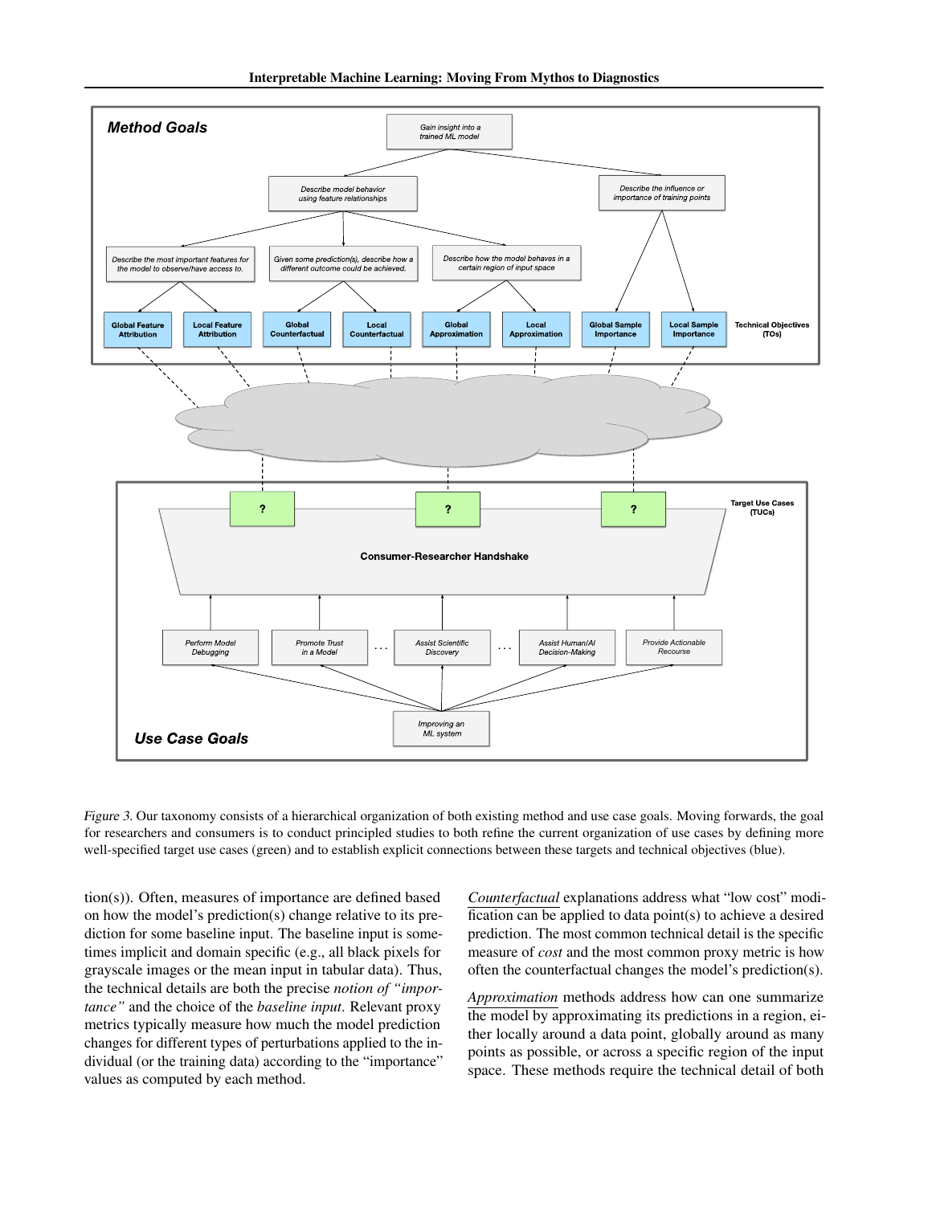*Figure 3.* Our taxonomy consists of a hierarchical organization of both existing method and use case goals. Moving forwards, the goal for researchers and consumers is to conduct principled studies to both refine the current organization of use cases by defining more well-specified target use cases (green) and to establish explicit connections between these targets and technical objectives (blue).

tion(s)). Often, measures of importance are defined based on how the model's prediction(s) change relative to its prediction for some baseline input. The baseline input is sometimes implicit and domain specific (e.g., all black pixels for grayscale images or the mean input in tabular data). Thus, the technical details are both the precise *notion of "importance"* and the choice of the *baseline input*. Relevant proxy metrics typically measure how much the model prediction changes for different types of perturbations applied to the individual (or the training data) according to the "importance" values as computed by each method.

Counterfactual explanations address what "low cost" modification can be applied to data point(s) to achieve a desired prediction. The most common technical detail is the specific measure of *cost* and the most common proxy metric is how often the counterfactual changes the model's prediction(s).

Approximation methods address how can one summarize the model by approximating its predictions in a region, either locally around a data point, globally around as many points as possible, or across a specific region of the input space. These methods require the technical detail of both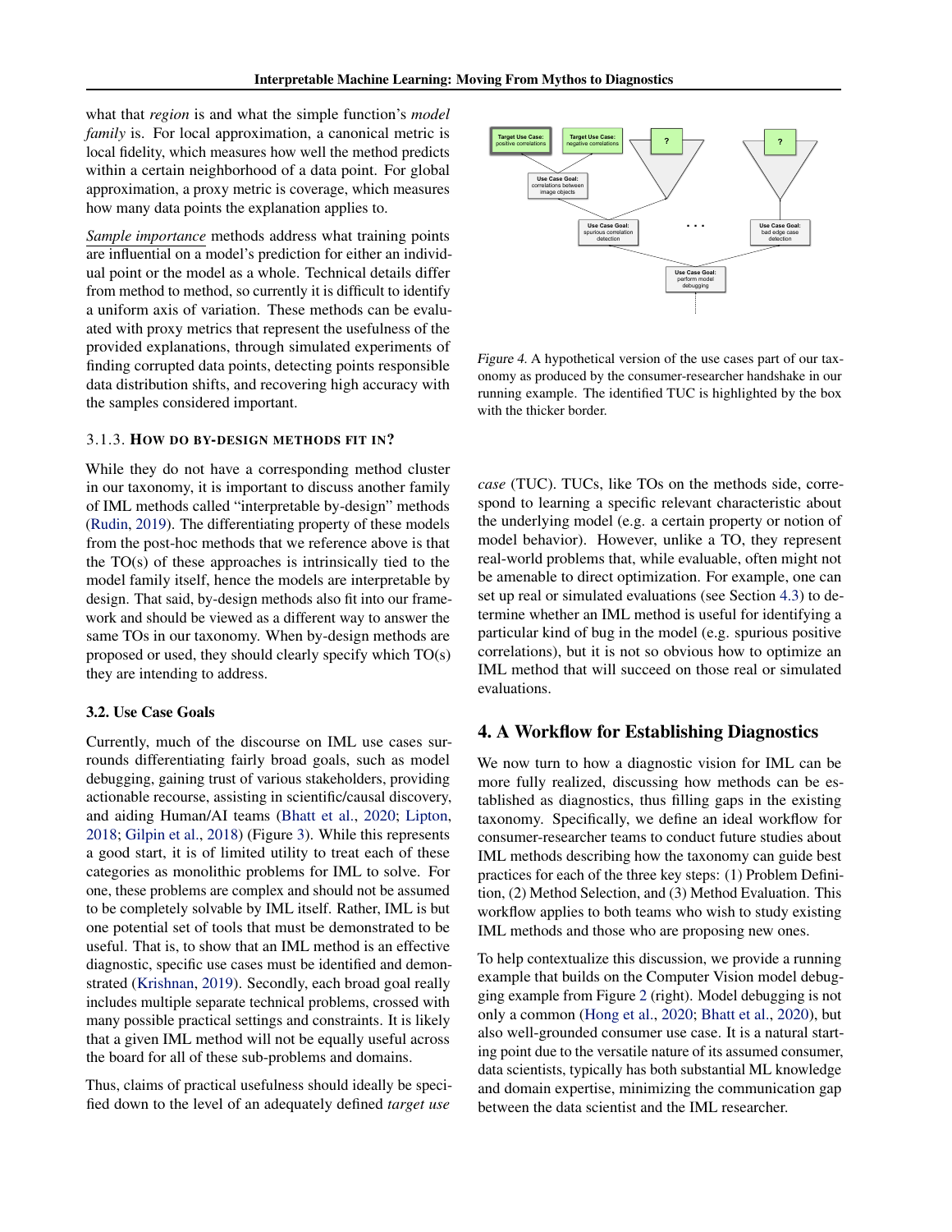what that *region* is and what the simple function's *model family* is. For local approximation, a canonical metric is local fidelity, which measures how well the method predicts within a certain neighborhood of a data point. For global approximation, a proxy metric is coverage, which measures how many data points the explanation applies to.

*Sample importance* methods address what training points are influential on a model's prediction for either an individual point or the model as a whole. Technical details differ from method to method, so currently it is difficult to identify a uniform axis of variation. These methods can be evaluated with proxy metrics that represent the usefulness of the provided explanations, through simulated experiments of finding corrupted data points, detecting points responsible data distribution shifts, and recovering high accuracy with the samples considered important.

#### 3.1.3. How do by-design methods fit in?

While they do not have a corresponding method cluster in our taxonomy, it is important to discuss another family of IML methods called "interpretable by-design" methods (Rudin, 2019). The differentiating property of these models from the post-hoc methods that we reference above is that the TO(s) of these approaches is intrinsically tied to the model family itself, hence the models are interpretable by design. That said, by-design methods also fit into our framework and should be viewed as a different way to answer the same TOs in our taxonomy. When by-design methods are proposed or used, they should clearly specify which TO(s) they are intending to address.

### 3.2. Use Case Goals

Currently, much of the discourse on IML use cases surrounds differentiating fairly broad goals, such as model debugging, gaining trust of various stakeholders, providing actionable recourse, assisting in scientific/causal discovery, and aiding Human/AI teams (Bhatt et al., 2020; Lipton, 2018; Gilpin et al., 2018) (Figure 3). While this represents a good start, it is of limited utility to treat each of these categories as monolithic problems for IML to solve. For one, these problems are complex and should not be assumed to be completely solvable by IML itself. Rather, IML is but one potential set of tools that must be demonstrated to be useful. That is, to show that an IML method is an effective diagnostic, specific use cases must be identified and demonstrated (Krishnan, 2019). Secondly, each broad goal really includes multiple separate technical problems, crossed with many possible practical settings and constraints. It is likely that a given IML method will not be equally useful across the board for all of these sub-problems and domains.

Thus, claims of practical usefulness should ideally be specified down to the level of an adequately defined *target use case* (TUC). TUCs, like TOs on the methods side, correspond to learning a specific relevant characteristic about the underlying model (e.g. a certain property or notion of model behavior). However, unlike a TO, they represent real-world problems that, while evaluable, often might not be amenable to direct optimization. For example, one can set up real or simulated evaluations (see Section 4.3) to determine whether an IML method is useful for identifying a particular kind of bug in the model (e.g. spurious positive correlations), but it is not so obvious how to optimize an IML method that will succeed on those real or simulated evaluations.

*Figure 4.* A hypothetical version of the use cases part of our taxonomy as produced by the consumer-researcher handshake in our running example. The identified TUC is highlighted by the box with the thicker border.

## 4. A Workflow for Establishing Diagnostics

We now turn to how a diagnostic vision for IML can be more fully realized, discussing how methods can be established as diagnostics, thus filling gaps in the existing taxonomy. Specifically, we define an ideal workflow for consumer-researcher teams to conduct future studies about IML methods describing how the taxonomy can guide best practices for each of the three key steps: (1) Problem Definition, (2) Method Selection, and (3) Method Evaluation. This workflow applies to both teams who wish to study existing IML methods and those who are proposing new ones.

To help contextualize this discussion, we provide a running example that builds on the Computer Vision model debugging example from Figure 2 (right). Model debugging is not only a common (Hong et al., 2020; Bhatt et al., 2020), but also well-grounded consumer use case. It is a natural starting point due to the versatile nature of its assumed consumer, data scientists, typically has both substantial ML knowledge and domain expertise, minimizing the communication gap between the data scientist and the IML researcher.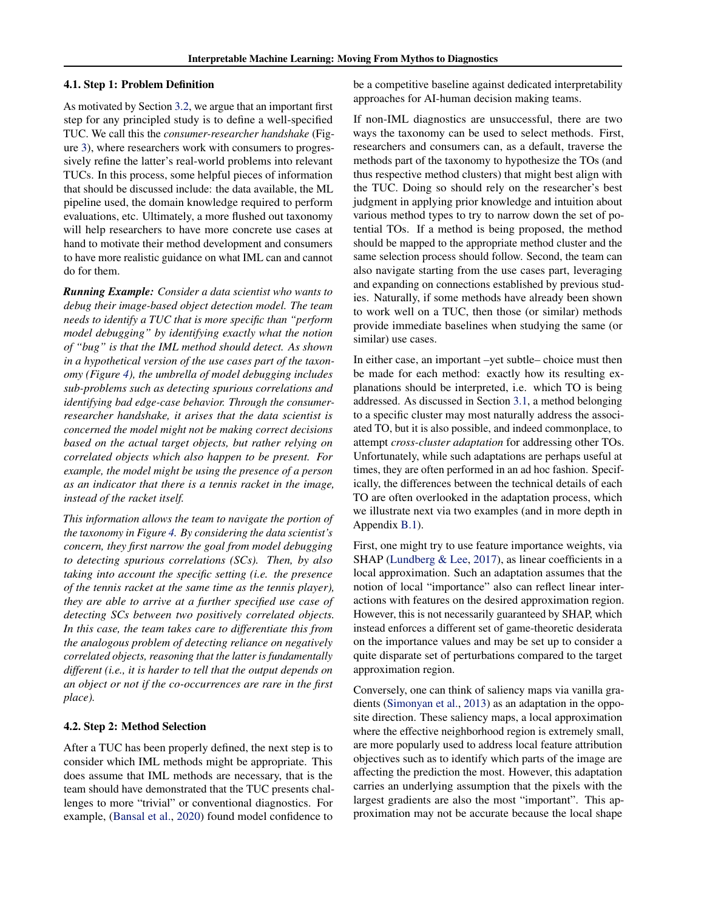### 4.1. Step 1: Problem Definition

As motivated by Section 3.2, we argue that an important first step for any principled study is to define a well-specified TUC. We call this the *consumer-researcher handshake* (Figure 3), where researchers work with consumers to progressively refine the latter's real-world problems into relevant TUCs. In this process, some helpful pieces of information that should be discussed include: the data available, the ML pipeline used, the domain knowledge required to perform evaluations, etc. Ultimately, a more flushed out taxonomy will help researchers to have more concrete use cases at hand to motivate their method development and consumers to have more realistic guidance on what IML can and cannot do for them.

***Running Example:*** *Consider a data scientist who wants to debug their image-based object detection model. The team needs to identify a TUC that is more specific than "perform model debugging" by identifying exactly what the notion of "bug" is that the IML method should detect. As shown in a hypothetical version of the use cases part of the taxonomy (Figure 4), the umbrella of model debugging includes sub-problems such as detecting spurious correlations and identifying bad edge-case behavior. Through the consumer-researcher handshake, it arises that the data scientist is concerned the model might not be making correct decisions based on the actual target objects, but rather relying on correlated objects which also happen to be present. For example, the model might be using the presence of a person as an indicator that there is a tennis racket in the image, instead of the racket itself.*

*This information allows the team to navigate the portion of the taxonomy in Figure 4. By considering the data scientist's concern, they first narrow the goal from model debugging to detecting spurious correlations (SCs). Then, by also taking into account the specific setting (i.e. the presence of the tennis racket at the same time as the tennis player), they are able to arrive at a further specified use case of detecting SCs between two positively correlated objects. In this case, the team takes care to differentiate this from the analogous problem of detecting reliance on negatively correlated objects, reasoning that the latter is fundamentally different (i.e., it is harder to tell that the output depends on an object or not if the co-occurrences are rare in the first place).*

### 4.2. Step 2: Method Selection

After a TUC has been properly defined, the next step is to consider which IML methods might be appropriate. This does assume that IML methods are necessary, that is the team should have demonstrated that the TUC presents challenges to more "trivial" or conventional diagnostics. For example, (Bansal et al., 2020) found model confidence to be a competitive baseline against dedicated interpretability approaches for AI-human decision making teams.

If non-IML diagnostics are unsuccessful, there are two ways the taxonomy can be used to select methods. First, researchers and consumers can, as a default, traverse the methods part of the taxonomy to hypothesize the TOs (and thus respective method clusters) that might best align with the TUC. Doing so should rely on the researcher's best judgment in applying prior knowledge and intuition about various method types to try to narrow down the set of potential TOs. If a method is being proposed, the method should be mapped to the appropriate method cluster and the same selection process should follow. Second, the team can also navigate starting from the use cases part, leveraging and expanding on connections established by previous studies. Naturally, if some methods have already been shown to work well on a TUC, then those (or similar) methods provide immediate baselines when studying the same (or similar) use cases.

In either case, an important –yet subtle– choice must then be made for each method: exactly how its resulting explanations should be interpreted, i.e. which TO is being addressed. As discussed in Section 3.1, a method belonging to a specific cluster may most naturally address the associated TO, but it is also possible, and indeed commonplace, to attempt *cross-cluster adaptation* for addressing other TOs. Unfortunately, while such adaptations are perhaps useful at times, they are often performed in an ad hoc fashion. Specifically, the differences between the technical details of each TO are often overlooked in the adaptation process, which we illustrate next via two examples (and in more depth in Appendix B.1).

First, one might try to use feature importance weights, via SHAP (Lundberg & Lee, 2017), as linear coefficients in a local approximation. Such an adaptation assumes that the notion of local "importance" also can reflect linear interactions with features on the desired approximation region. However, this is not necessarily guaranteed by SHAP, which instead enforces a different set of game-theoretic desiderata on the importance values and may be set up to consider a quite disparate set of perturbations compared to the target approximation region.

Conversely, one can think of saliency maps via vanilla gradients (Simonyan et al., 2013) as an adaptation in the opposite direction. These saliency maps, a local approximation where the effective neighborhood region is extremely small, are more popularly used to address local feature attribution objectives such as to identify which parts of the image are affecting the prediction the most. However, this adaptation carries an underlying assumption that the pixels with the largest gradients are also the most "important". This approximation may not be accurate because the local shape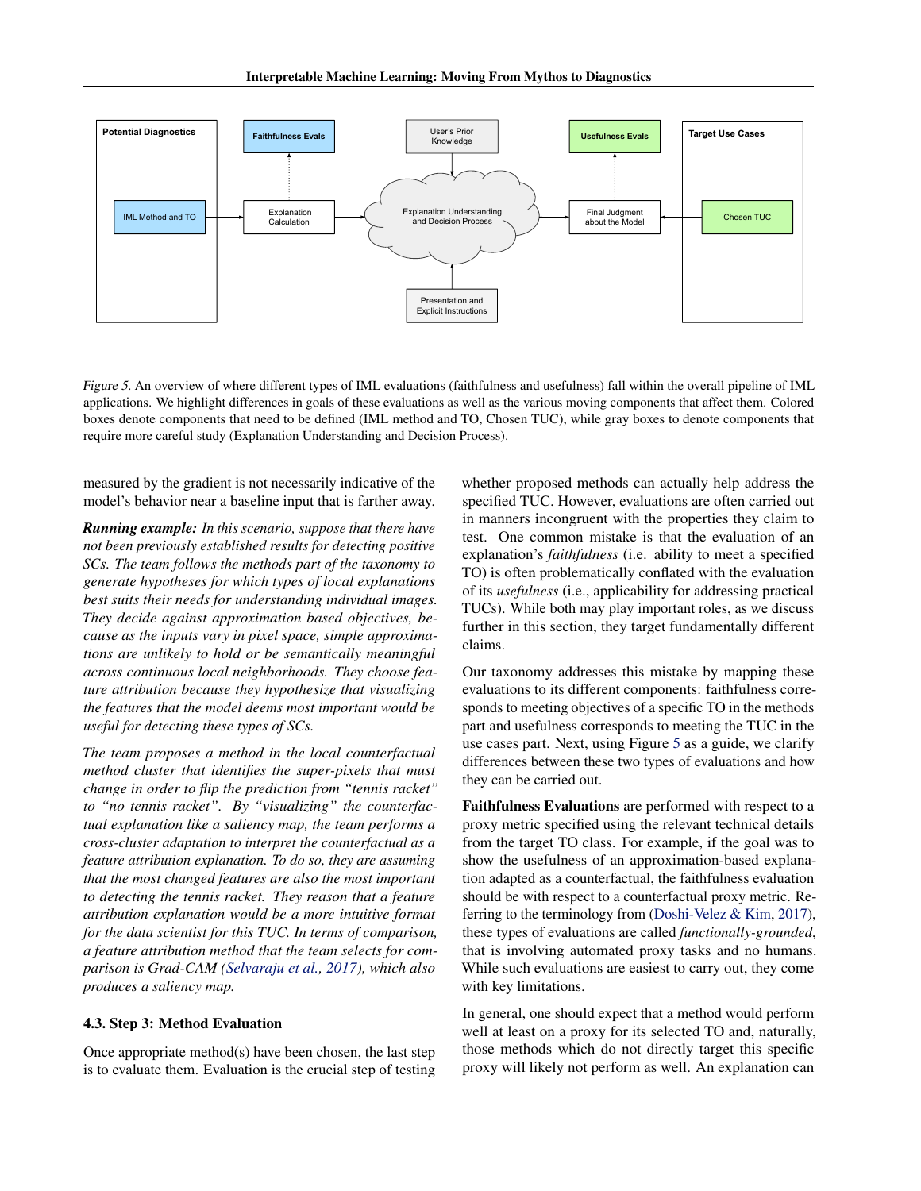Potential Diagnostics

IML Method and TO

Explanation Calculation

Faithfulness Evals

User's Prior Knowledge

Explanation Understanding and Decision Process

Presentation and Explicit Instructions

Final Judgment about the Model

Usefulness Evals

Target Use Cases

Chosen TUC

*Figure 5.* An overview of where different types of IML evaluations (faithfulness and usefulness) fall within the overall pipeline of IML applications. We highlight differences in goals of these evaluations as well as the various moving components that affect them. Colored boxes denote components that need to be defined (IML method and TO, Chosen TUC), while gray boxes to denote components that require more careful study (Explanation Understanding and Decision Process).

measured by the gradient is not necessarily indicative of the model's behavior near a baseline input that is farther away.

***Running example:*** *In this scenario, suppose that there have not been previously established results for detecting positive SCs. The team follows the methods part of the taxonomy to generate hypotheses for which types of local explanations best suits their needs for understanding individual images. They decide against approximation based objectives, because as the inputs vary in pixel space, simple approximations are unlikely to hold or be semantically meaningful across continuous local neighborhoods. They choose feature attribution because they hypothesize that visualizing the features that the model deems most important would be useful for detecting these types of SCs.*

*The team proposes a method in the local counterfactual method cluster that identifies the super-pixels that must change in order to flip the prediction from "tennis racket" to "no tennis racket". By "visualizing" the counterfactual explanation like a saliency map, the team performs a cross-cluster adaptation to interpret the counterfactual as a feature attribution explanation. To do so, they are assuming that the most changed features are also the most important to detecting the tennis racket. They reason that a feature attribution explanation would be a more intuitive format for the data scientist for this TUC. In terms of comparison, a feature attribution method that the team selects for comparison is Grad-CAM (Selvaraju et al., 2017), which also produces a saliency map.*

### 4.3. Step 3: Method Evaluation

Once appropriate method(s) have been chosen, the last step is to evaluate them. Evaluation is the crucial step of testing whether proposed methods can actually help address the specified TUC. However, evaluations are often carried out in manners incongruent with the properties they claim to test. One common mistake is that the evaluation of an explanation's *faithfulness* (i.e. ability to meet a specified TO) is often problematically conflated with the evaluation of its *usefulness* (i.e., applicability for addressing practical TUCs). While both may play important roles, as we discuss further in this section, they target fundamentally different claims.

Our taxonomy addresses this mistake by mapping these evaluations to its different components: faithfulness corresponds to meeting objectives of a specific TO in the methods part and usefulness corresponds to meeting the TUC in the use cases part. Next, using Figure 5 as a guide, we clarify differences between these two types of evaluations and how they can be carried out.

**Faithfulness Evaluations** are performed with respect to a proxy metric specified using the relevant technical details from the target TO class. For example, if the goal was to show the usefulness of an approximation-based explanation adapted as a counterfactual, the faithfulness evaluation should be with respect to a counterfactual proxy metric. Referring to the terminology from (Doshi-Velez & Kim, 2017), these types of evaluations are called *functionally-grounded*, that is involving automated proxy tasks and no humans. While such evaluations are easiest to carry out, they come with key limitations.

In general, one should expect that a method would perform well at least on a proxy for its selected TO and, naturally, those methods which do not directly target this specific proxy will likely not perform as well. An explanation can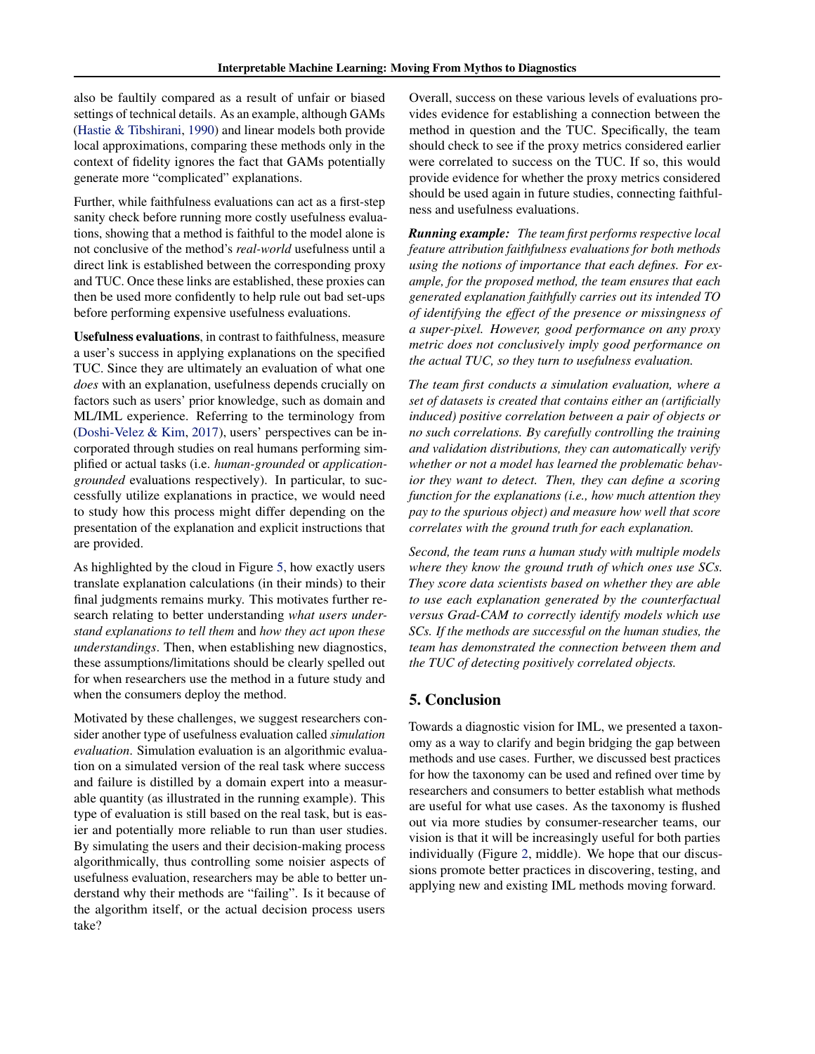also be faultily compared as a result of unfair or biased settings of technical details. As an example, although GAMs (Hastie & Tibshirani, 1990) and linear models both provide local approximations, comparing these methods only in the context of fidelity ignores the fact that GAMs potentially generate more "complicated" explanations.

Further, while faithfulness evaluations can act as a first-step sanity check before running more costly usefulness evaluations, showing that a method is faithful to the model alone is not conclusive of the method's *real-world* usefulness until a direct link is established between the corresponding proxy and TUC. Once these links are established, these proxies can then be used more confidently to help rule out bad set-ups before performing expensive usefulness evaluations.

**Usefulness evaluations**, in contrast to faithfulness, measure a user's success in applying explanations on the specified TUC. Since they are ultimately an evaluation of what one *does* with an explanation, usefulness depends crucially on factors such as users' prior knowledge, such as domain and ML/IML experience. Referring to the terminology from (Doshi-Velez & Kim, 2017), users' perspectives can be incorporated through studies on real humans performing simplified or actual tasks (i.e. *human-grounded* or *application-grounded* evaluations respectively). In particular, to successfully utilize explanations in practice, we would need to study how this process might differ depending on the presentation of the explanation and explicit instructions that are provided.

As highlighted by the cloud in Figure 5, how exactly users translate explanation calculations (in their minds) to their final judgments remains murky. This motivates further research relating to better understanding *what users understand explanations to tell them* and *how they act upon these understandings*. Then, when establishing new diagnostics, these assumptions/limitations should be clearly spelled out for when researchers use the method in a future study and when the consumers deploy the method.

Motivated by these challenges, we suggest researchers consider another type of usefulness evaluation called *simulation evaluation*. Simulation evaluation is an algorithmic evaluation on a simulated version of the real task where success and failure is distilled by a domain expert into a measurable quantity (as illustrated in the running example). This type of evaluation is still based on the real task, but is easier and potentially more reliable to run than user studies. By simulating the users and their decision-making process algorithmically, thus controlling some noisier aspects of usefulness evaluation, researchers may be able to better understand why their methods are "failing". Is it because of the algorithm itself, or the actual decision process users take?

Overall, success on these various levels of evaluations provides evidence for establishing a connection between the method in question and the TUC. Specifically, the team should check to see if the proxy metrics considered earlier were correlated to success on the TUC. If so, this would provide evidence for whether the proxy metrics considered should be used again in future studies, connecting faithfulness and usefulness evaluations.

***Running example:*** *The team first performs respective local feature attribution faithfulness evaluations for both methods using the notions of importance that each defines. For example, for the proposed method, the team ensures that each generated explanation faithfully carries out its intended TO of identifying the effect of the presence or missingness of a super-pixel. However, good performance on any proxy metric does not conclusively imply good performance on the actual TUC, so they turn to usefulness evaluation.*

*The team first conducts a simulation evaluation, where a set of datasets is created that contains either an (artificially induced) positive correlation between a pair of objects or no such correlations. By carefully controlling the training and validation distributions, they can automatically verify whether or not a model has learned the problematic behavior they want to detect. Then, they can define a scoring function for the explanations (i.e., how much attention they pay to the spurious object) and measure how well that score correlates with the ground truth for each explanation.*

*Second, the team runs a human study with multiple models where they know the ground truth of which ones use SCs. They score data scientists based on whether they are able to use each explanation generated by the counterfactual versus Grad-CAM to correctly identify models which use SCs. If the methods are successful on the human studies, the team has demonstrated the connection between them and the TUC of detecting positively correlated objects.*

## 5. Conclusion

Towards a diagnostic vision for IML, we presented a taxonomy as a way to clarify and begin bridging the gap between methods and use cases. Further, we discussed best practices for how the taxonomy can be used and refined over time by researchers and consumers to better establish what methods are useful for what use cases. As the taxonomy is flushed out via more studies by consumer-researcher teams, our vision is that it will be increasingly useful for both parties individually (Figure 2, middle). We hope that our discussions promote better practices in discovering, testing, and applying new and existing IML methods moving forward.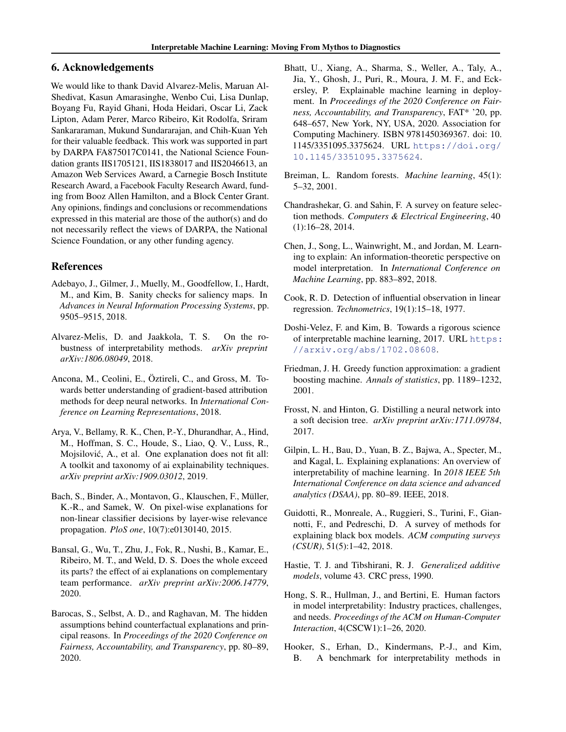## 6. Acknowledgements

We would like to thank David Alvarez-Melis, Maruan Al-Shedivat, Kasun Amarasinghe, Wenbo Cui, Lisa Dunlap, Boyang Fu, Rayid Ghani, Hoda Heidari, Oscar Li, Zack Lipton, Adam Perer, Marco Ribeiro, Kit Rodolfa, Sriram Sankararaman, Mukund Sundararajan, and Chih-Kuan Yeh for their valuable feedback. This work was supported in part by DARPA FA875017C0141, the National Science Foundation grants IIS1705121, IIS1838017 and IIS2046613, an Amazon Web Services Award, a Carnegie Bosch Institute Research Award, a Facebook Faculty Research Award, funding from Booz Allen Hamilton, and a Block Center Grant. Any opinions, findings and conclusions or recommendations expressed in this material are those of the author(s) and do not necessarily reflect the views of DARPA, the National Science Foundation, or any other funding agency.

## References

Adebayo, J., Gilmer, J., Muelly, M., Goodfellow, I., Hardt, M., and Kim, B. Sanity checks for saliency maps. In *Advances in Neural Information Processing Systems*, pp. 9505–9515, 2018.

Alvarez-Melis, D. and Jaakkola, T. S. On the robustness of interpretability methods. *arXiv preprint arXiv:1806.08049*, 2018.

Ancona, M., Ceolini, E., Öztireli, C., and Gross, M. Towards better understanding of gradient-based attribution methods for deep neural networks. In *International Conference on Learning Representations*, 2018.

Arya, V., Bellamy, R. K., Chen, P.-Y., Dhurandhar, A., Hind, M., Hoffman, S. C., Houde, S., Liao, Q. V., Luss, R., Mojsilović, A., et al. One explanation does not fit all: A toolkit and taxonomy of ai explainability techniques. *arXiv preprint arXiv:1909.03012*, 2019.

Bach, S., Binder, A., Montavon, G., Klauschen, F., Müller, K.-R., and Samek, W. On pixel-wise explanations for non-linear classifier decisions by layer-wise relevance propagation. *PloS one*, 10(7):e0130140, 2015.

Bansal, G., Wu, T., Zhu, J., Fok, R., Nushi, B., Kamar, E., Ribeiro, M. T., and Weld, D. S. Does the whole exceed its parts? the effect of ai explanations on complementary team performance. *arXiv preprint arXiv:2006.14779*, 2020.

Barocas, S., Selbst, A. D., and Raghavan, M. The hidden assumptions behind counterfactual explanations and principal reasons. In *Proceedings of the 2020 Conference on Fairness, Accountability, and Transparency*, pp. 80–89, 2020.

Bhatt, U., Xiang, A., Sharma, S., Weller, A., Taly, A., Jia, Y., Ghosh, J., Puri, R., Moura, J. M. F., and Eckersley, P. Explainable machine learning in deployment. In *Proceedings of the 2020 Conference on Fairness, Accountability, and Transparency*, FAT* '20, pp. 648–657, New York, NY, USA, 2020. Association for Computing Machinery. ISBN 9781450369367. doi: 10.1145/3351095.3375624. URL https://doi.org/10.1145/3351095.3375624.

Breiman, L. Random forests. *Machine learning*, 45(1): 5–32, 2001.

Chandrashekar, G. and Sahin, F. A survey on feature selection methods. *Computers & Electrical Engineering*, 40 (1):16–28, 2014.

Chen, J., Song, L., Wainwright, M., and Jordan, M. Learning to explain: An information-theoretic perspective on model interpretation. In *International Conference on Machine Learning*, pp. 883–892, 2018.

Cook, R. D. Detection of influential observation in linear regression. *Technometrics*, 19(1):15–18, 1977.

Doshi-Velez, F. and Kim, B. Towards a rigorous science of interpretable machine learning, 2017. URL https://arxiv.org/abs/1702.08608.

Friedman, J. H. Greedy function approximation: a gradient boosting machine. *Annals of statistics*, pp. 1189–1232, 2001.

Frosst, N. and Hinton, G. Distilling a neural network into a soft decision tree. *arXiv preprint arXiv:1711.09784*, 2017.

Gilpin, L. H., Bau, D., Yuan, B. Z., Bajwa, A., Specter, M., and Kagal, L. Explaining explanations: An overview of interpretability of machine learning. In *2018 IEEE 5th International Conference on data science and advanced analytics (DSAA)*, pp. 80–89. IEEE, 2018.

Guidotti, R., Monreale, A., Ruggieri, S., Turini, F., Giannotti, F., and Pedreschi, D. A survey of methods for explaining black box models. *ACM computing surveys (CSUR)*, 51(5):1–42, 2018.

Hastie, T. J. and Tibshirani, R. J. *Generalized additive models*, volume 43. CRC press, 1990.

Hong, S. R., Hullman, J., and Bertini, E. Human factors in model interpretability: Industry practices, challenges, and needs. *Proceedings of the ACM on Human-Computer Interaction*, 4(CSCW1):1–26, 2020.

Hooker, S., Erhan, D., Kindermans, P.-J., and Kim, B. A benchmark for interpretability methods in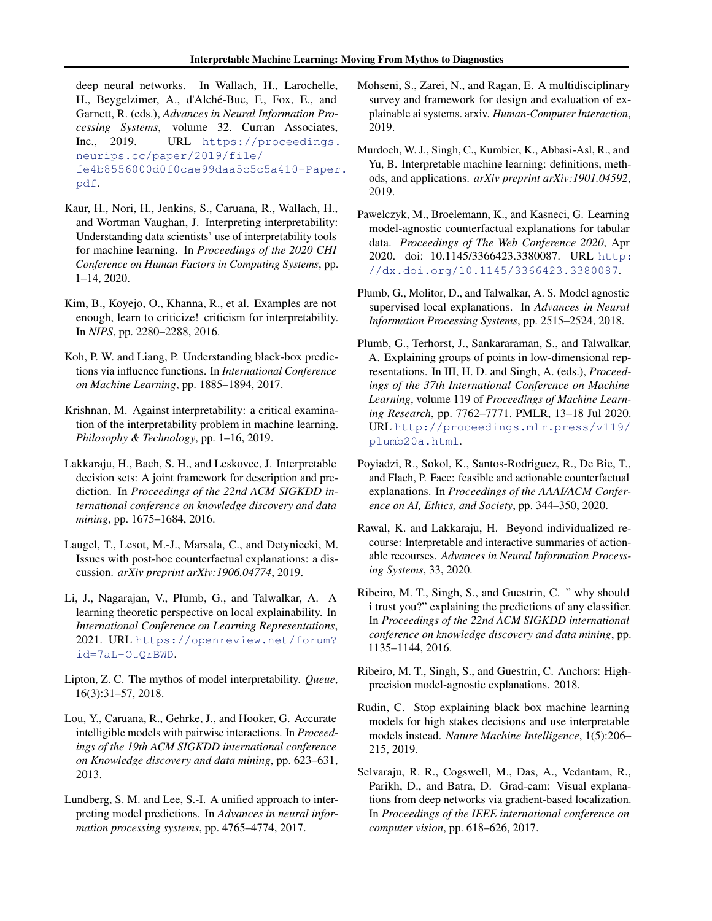deep neural networks. In Wallach, H., Larochelle, H., Beygelzimer, A., d'Alché-Buc, F., Fox, E., and Garnett, R. (eds.), *Advances in Neural Information Processing Systems*, volume 32. Curran Associates, Inc., 2019. URL https://proceedings.neurips.cc/paper/2019/file/fe4b8556000d0f0cae99daa5c5c5a410-Paper.pdf.

Kaur, H., Nori, H., Jenkins, S., Caruana, R., Wallach, H., and Wortman Vaughan, J. Interpreting interpretability: Understanding data scientists' use of interpretability tools for machine learning. In *Proceedings of the 2020 CHI Conference on Human Factors in Computing Systems*, pp. 1–14, 2020.

Kim, B., Koyejo, O., Khanna, R., et al. Examples are not enough, learn to criticize! criticism for interpretability. In *NIPS*, pp. 2280–2288, 2016.

Koh, P. W. and Liang, P. Understanding black-box predictions via influence functions. In *International Conference on Machine Learning*, pp. 1885–1894, 2017.

Krishnan, M. Against interpretability: a critical examination of the interpretability problem in machine learning. *Philosophy & Technology*, pp. 1–16, 2019.

Lakkaraju, H., Bach, S. H., and Leskovec, J. Interpretable decision sets: A joint framework for description and prediction. In *Proceedings of the 22nd ACM SIGKDD international conference on knowledge discovery and data mining*, pp. 1675–1684, 2016.

Laugel, T., Lesot, M.-J., Marsala, C., and Detyniecki, M. Issues with post-hoc counterfactual explanations: a discussion. *arXiv preprint arXiv:1906.04774*, 2019.

Li, J., Nagarajan, V., Plumb, G., and Talwalkar, A. A learning theoretic perspective on local explainability. In *International Conference on Learning Representations*, 2021. URL https://openreview.net/forum?id=7aL-OtQrBWD.

Lipton, Z. C. The mythos of model interpretability. *Queue*, 16(3):31–57, 2018.

Lou, Y., Caruana, R., Gehrke, J., and Hooker, G. Accurate intelligible models with pairwise interactions. In *Proceedings of the 19th ACM SIGKDD international conference on Knowledge discovery and data mining*, pp. 623–631, 2013.

Lundberg, S. M. and Lee, S.-I. A unified approach to interpreting model predictions. In *Advances in neural information processing systems*, pp. 4765–4774, 2017.

Mohseni, S., Zarei, N., and Ragan, E. A multidisciplinary survey and framework for design and evaluation of explainable ai systems. arxiv. *Human-Computer Interaction*, 2019.

Murdoch, W. J., Singh, C., Kumbier, K., Abbasi-Asl, R., and Yu, B. Interpretable machine learning: definitions, methods, and applications. *arXiv preprint arXiv:1901.04592*, 2019.

Pawelczyk, M., Broelemann, K., and Kasneci, G. Learning model-agnostic counterfactual explanations for tabular data. *Proceedings of The Web Conference 2020*, Apr 2020. doi: 10.1145/3366423.3380087. URL http://dx.doi.org/10.1145/3366423.3380087.

Plumb, G., Molitor, D., and Talwalkar, A. S. Model agnostic supervised local explanations. In *Advances in Neural Information Processing Systems*, pp. 2515–2524, 2018.

Plumb, G., Terhorst, J., Sankararaman, S., and Talwalkar, A. Explaining groups of points in low-dimensional representations. In III, H. D. and Singh, A. (eds.), *Proceedings of the 37th International Conference on Machine Learning*, volume 119 of *Proceedings of Machine Learning Research*, pp. 7762–7771. PMLR, 13–18 Jul 2020. URL http://proceedings.mlr.press/v119/plumb20a.html.

Poyiadzi, R., Sokol, K., Santos-Rodriguez, R., De Bie, T., and Flach, P. Face: feasible and actionable counterfactual explanations. In *Proceedings of the AAAI/ACM Conference on AI, Ethics, and Society*, pp. 344–350, 2020.

Rawal, K. and Lakkaraju, H. Beyond individualized recourse: Interpretable and interactive summaries of actionable recourses. *Advances in Neural Information Processing Systems*, 33, 2020.

Ribeiro, M. T., Singh, S., and Guestrin, C. " why should i trust you?" explaining the predictions of any classifier. In *Proceedings of the 22nd ACM SIGKDD international conference on knowledge discovery and data mining*, pp. 1135–1144, 2016.

Ribeiro, M. T., Singh, S., and Guestrin, C. Anchors: High-precision model-agnostic explanations. 2018.

Rudin, C. Stop explaining black box machine learning models for high stakes decisions and use interpretable models instead. *Nature Machine Intelligence*, 1(5):206–215, 2019.

Selvaraju, R. R., Cogswell, M., Das, A., Vedantam, R., Parikh, D., and Batra, D. Grad-cam: Visual explanations from deep networks via gradient-based localization. In *Proceedings of the IEEE international conference on computer vision*, pp. 618–626, 2017.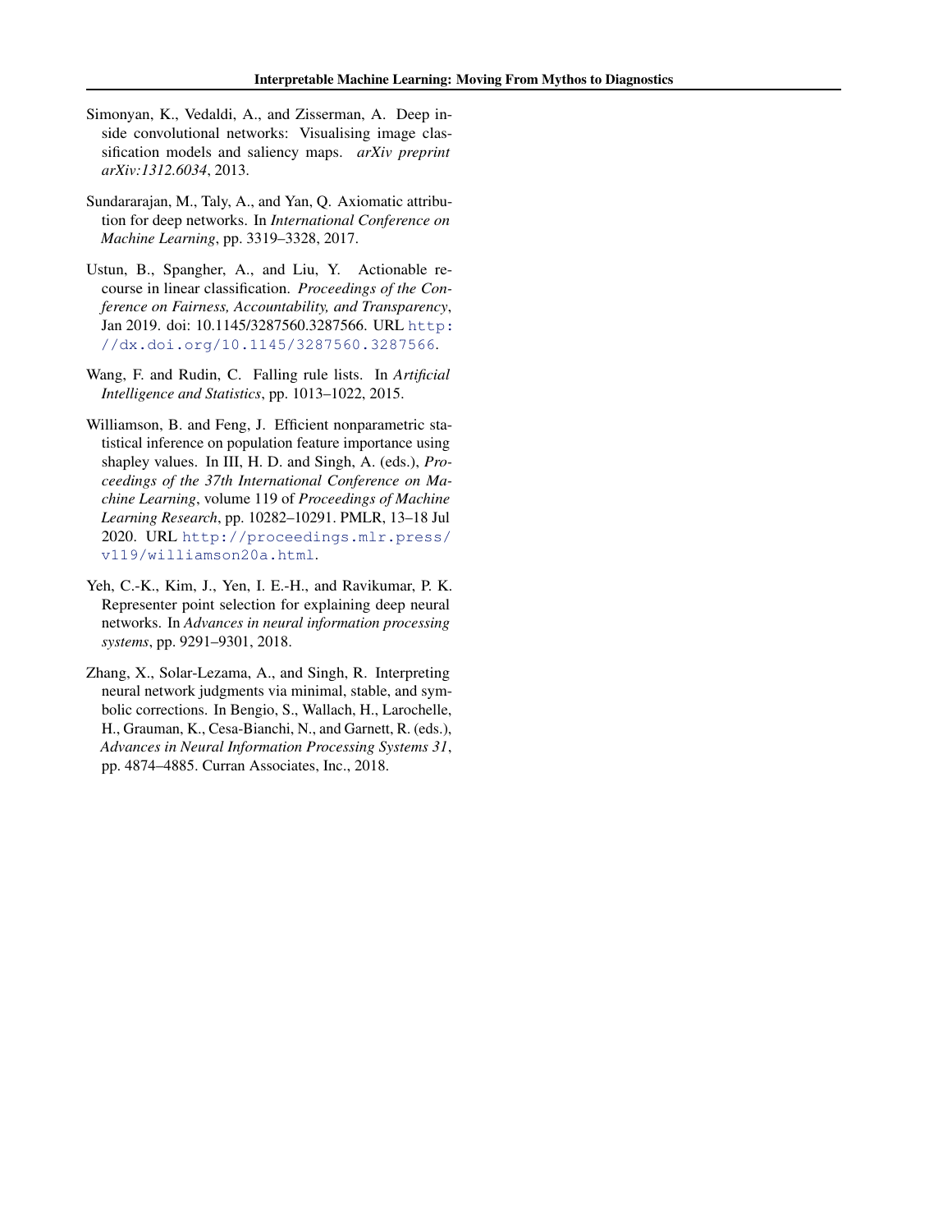Simonyan, K., Vedaldi, A., and Zisserman, A. Deep inside convolutional networks: Visualising image classification models and saliency maps. *arXiv preprint arXiv:1312.6034*, 2013.

Sundararajan, M., Taly, A., and Yan, Q. Axiomatic attribution for deep networks. In *International Conference on Machine Learning*, pp. 3319–3328, 2017.

Ustun, B., Spangher, A., and Liu, Y. Actionable recourse in linear classification. *Proceedings of the Conference on Fairness, Accountability, and Transparency*, Jan 2019. doi: 10.1145/3287560.3287566. URL http://dx.doi.org/10.1145/3287560.3287566.

Wang, F. and Rudin, C. Falling rule lists. In *Artificial Intelligence and Statistics*, pp. 1013–1022, 2015.

Williamson, B. and Feng, J. Efficient nonparametric statistical inference on population feature importance using shapley values. In III, H. D. and Singh, A. (eds.), *Proceedings of the 37th International Conference on Machine Learning*, volume 119 of *Proceedings of Machine Learning Research*, pp. 10282–10291. PMLR, 13–18 Jul 2020. URL http://proceedings.mlr.press/v119/williamson20a.html.

Yeh, C.-K., Kim, J., Yen, I. E.-H., and Ravikumar, P. K. Representer point selection for explaining deep neural networks. In *Advances in neural information processing systems*, pp. 9291–9301, 2018.

Zhang, X., Solar-Lezama, A., and Singh, R. Interpreting neural network judgments via minimal, stable, and symbolic corrections. In Bengio, S., Wallach, H., Larochelle, H., Grauman, K., Cesa-Bianchi, N., and Garnett, R. (eds.), *Advances in Neural Information Processing Systems 31*, pp. 4874–4885. Curran Associates, Inc., 2018.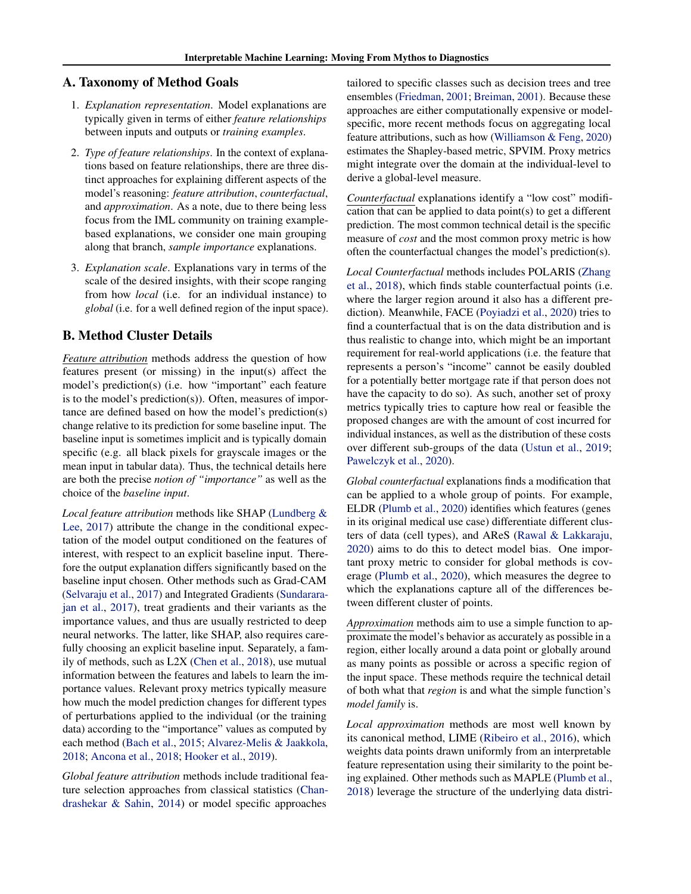## A. Taxonomy of Method Goals

1. *Explanation representation*. Model explanations are typically given in terms of either *feature relationships* between inputs and outputs or *training examples*.
2. *Type of feature relationships*. In the context of explanations based on feature relationships, there are three distinct approaches for explaining different aspects of the model's reasoning: *feature attribution*, *counterfactual*, and *approximation*. As a note, due to there being less focus from the IML community on training example-based explanations, we consider one main grouping along that branch, *sample importance* explanations.
3. *Explanation scale*. Explanations vary in terms of the scale of the desired insights, with their scope ranging from how *local* (i.e. for an individual instance) to *global* (i.e. for a well defined region of the input space).

## B. Method Cluster Details

Feature attribution methods address the question of how features present (or missing) in the input(s) affect the model's prediction(s) (i.e. how "important" each feature is to the model's prediction(s)). Often, measures of importance are defined based on how the model's prediction(s) change relative to its prediction for some baseline input. The baseline input is sometimes implicit and is typically domain specific (e.g. all black pixels for grayscale images or the mean input in tabular data). Thus, the technical details here are both the precise *notion of "importance"* as well as the choice of the *baseline input*.

*Local feature attribution* methods like SHAP (Lundberg & Lee, 2017) attribute the change in the conditional expectation of the model output conditioned on the features of interest, with respect to an explicit baseline input. Therefore the output explanation differs significantly based on the baseline input chosen. Other methods such as Grad-CAM (Selvaraju et al., 2017) and Integrated Gradients (Sundararajan et al., 2017), treat gradients and their variants as the importance values, and thus are usually restricted to deep neural networks. The latter, like SHAP, also requires carefully choosing an explicit baseline input. Separately, a family of methods, such as L2X (Chen et al., 2018), use mutual information between the features and labels to learn the importance values. Relevant proxy metrics typically measure how much the model prediction changes for different types of perturbations applied to the individual (or the training data) according to the "importance" values as computed by each method (Bach et al., 2015; Alvarez-Melis & Jaakkola, 2018; Ancona et al., 2018; Hooker et al., 2019).

*Global feature attribution* methods include traditional feature selection approaches from classical statistics (Chandrashekar & Sahin, 2014) or model specific approaches tailored to specific classes such as decision trees and tree ensembles (Friedman, 2001; Breiman, 2001). Because these approaches are either computationally expensive or model-specific, more recent methods focus on aggregating local feature attributions, such as how (Williamson & Feng, 2020) estimates the Shapley-based metric, SPVIM. Proxy metrics might integrate over the domain at the individual-level to derive a global-level measure.

Counterfactual explanations identify a "low cost" modification that can be applied to data point(s) to get a different prediction. The most common technical detail is the specific measure of *cost* and the most common proxy metric is how often the counterfactual changes the model's prediction(s).

*Local Counterfactual* methods includes POLARIS (Zhang et al., 2018), which finds stable counterfactual points (i.e. where the larger region around it also has a different prediction). Meanwhile, FACE (Poyiadzi et al., 2020) tries to find a counterfactual that is on the data distribution and is thus realistic to change into, which might be an important requirement for real-world applications (i.e. the feature that represents a person's "income" cannot be easily doubled for a potentially better mortgage rate if that person does not have the capacity to do so). As such, another set of proxy metrics typically tries to capture how real or feasible the proposed changes are with the amount of cost incurred for individual instances, as well as the distribution of these costs over different sub-groups of the data (Ustun et al., 2019; Pawelczyk et al., 2020).

*Global counterfactual* explanations finds a modification that can be applied to a whole group of points. For example, ELDR (Plumb et al., 2020) identifies which features (genes in its original medical use case) differentiate different clusters of data (cell types), and AReS (Rawal & Lakkaraju, 2020) aims to do this to detect model bias. One important proxy metric to consider for global methods is coverage (Plumb et al., 2020), which measures the degree to which the explanations capture all of the differences between different cluster of points.

Approximation methods aim to use a simple function to approximate the model's behavior as accurately as possible in a region, either locally around a data point or globally around as many points as possible or across a specific region of the input space. These methods require the technical detail of both what that *region* is and what the simple function's *model family* is.

*Local approximation* methods are most well known by its canonical method, LIME (Ribeiro et al., 2016), which weights data points drawn uniformly from an interpretable feature representation using their similarity to the point being explained. Other methods such as MAPLE (Plumb et al., 2018) leverage the structure of the underlying data distri-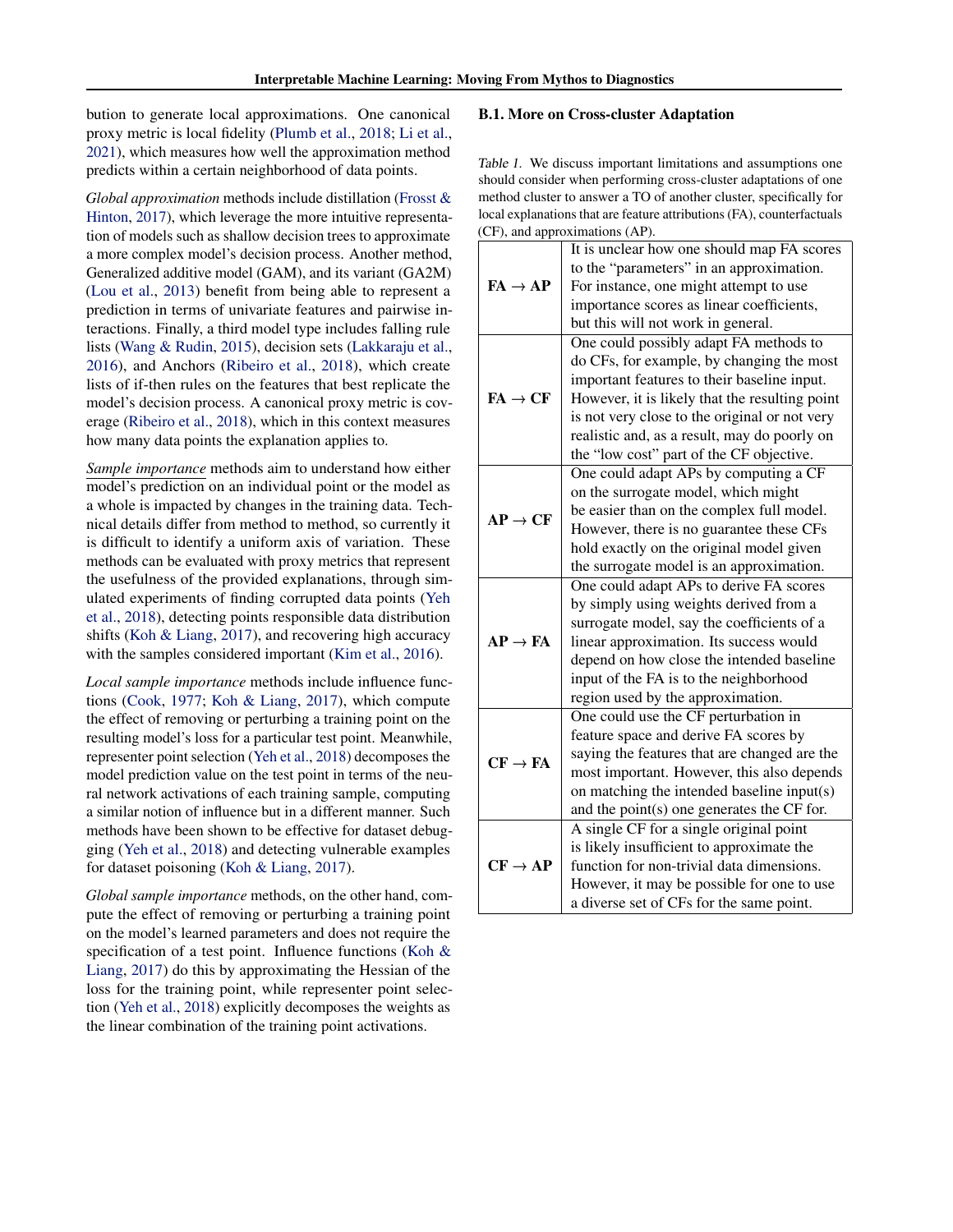bution to generate local approximations. One canonical proxy metric is local fidelity (Plumb et al., 2018; Li et al., 2021), which measures how well the approximation method predicts within a certain neighborhood of data points.

*Global approximation* methods include distillation (Frosst & Hinton, 2017), which leverage the more intuitive representation of models such as shallow decision trees to approximate a more complex model's decision process. Another method, Generalized additive model (GAM), and its variant (GA2M) (Lou et al., 2013) benefit from being able to represent a prediction in terms of univariate features and pairwise interactions. Finally, a third model type includes falling rule lists (Wang & Rudin, 2015), decision sets (Lakkaraju et al., 2016), and Anchors (Ribeiro et al., 2018), which create lists of if-then rules on the features that best replicate the model's decision process. A canonical proxy metric is coverage (Ribeiro et al., 2018), which in this context measures how many data points the explanation applies to.

Sample importance methods aim to understand how either model's prediction on an individual point or the model as a whole is impacted by changes in the training data. Technical details differ from method to method, so currently it is difficult to identify a uniform axis of variation. These methods can be evaluated with proxy metrics that represent the usefulness of the provided explanations, through simulated experiments of finding corrupted data points (Yeh et al., 2018), detecting points responsible data distribution shifts (Koh & Liang, 2017), and recovering high accuracy with the samples considered important (Kim et al., 2016).

*Local sample importance* methods include influence functions (Cook, 1977; Koh & Liang, 2017), which compute the effect of removing or perturbing a training point on the resulting model's loss for a particular test point. Meanwhile, representer point selection (Yeh et al., 2018) decomposes the model prediction value on the test point in terms of the neural network activations of each training sample, computing a similar notion of influence but in a different manner. Such methods have been shown to be effective for dataset debugging (Yeh et al., 2018) and detecting vulnerable examples for dataset poisoning (Koh & Liang, 2017).

*Global sample importance* methods, on the other hand, compute the effect of removing or perturbing a training point on the model's learned parameters and does not require the specification of a test point. Influence functions (Koh & Liang, 2017) do this by approximating the Hessian of the loss for the training point, while representer point selection (Yeh et al., 2018) explicitly decomposes the weights as the linear combination of the training point activations.

### B.1. More on Cross-cluster Adaptation

Table 1. We discuss important limitations and assumptions one should consider when performing cross-cluster adaptations of one method cluster to answer a TO of another cluster, specifically for local explanations that are feature attributions (FA), counterfactuals (CF), and approximations (AP).

| | |
|---|---|
| **FA → AP** | It is unclear how one should map FA scores to the "parameters" in an approximation. For instance, one might attempt to use importance scores as linear coefficients, but this will not work in general. |
| **FA → CF** | One could possibly adapt FA methods to do CFs, for example, by changing the most important features to their baseline input. However, it is likely that the resulting point is not very close to the original or not very realistic and, as a result, may do poorly on the "low cost" part of the CF objective. |
| **AP → CF** | One could adapt APs by computing a CF on the surrogate model, which might be easier than on the complex full model. However, there is no guarantee these CFs hold exactly on the original model given the surrogate model is an approximation. |
| **AP → FA** | One could adapt APs to derive FA scores by simply using weights derived from a surrogate model, say the coefficients of a linear approximation. Its success would depend on how close the intended baseline input of the FA is to the neighborhood region used by the approximation. |
| **CF → FA** | One could use the CF perturbation in feature space and derive FA scores by saying the features that are changed are the most important. However, this also depends on matching the intended baseline input(s) and the point(s) one generates the CF for. |
| **CF → AP** | A single CF for a single original point is likely insufficient to approximate the function for non-trivial data dimensions. However, it may be possible for one to use a diverse set of CFs for the same point. |